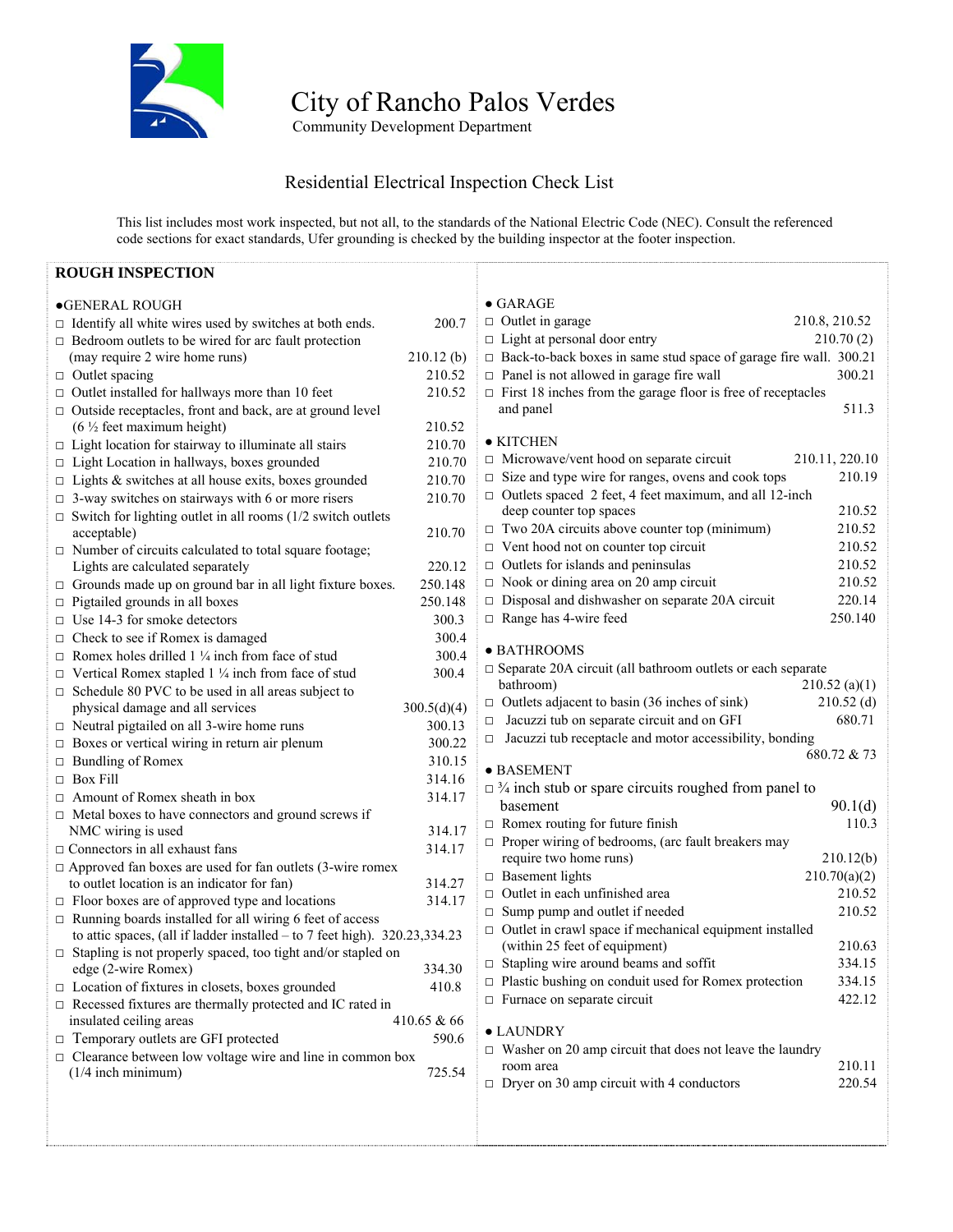# City of Rancho Palos Verdes

Community Development Department

## Residential Electrical Inspection Check List

This list includes most work inspected, but not all, to the standards of the National Electric Code (NEC). Consult the referenced code sections for exact standards, Ufer grounding is checked by the building inspector at the footer inspection.

## ROUGH INSPECTION

### ●GENERAL ROUGH

| Item | Code |
|---|---|
| □ Identify all white wires used by switches at both ends. | 200.7 |
| □ Bedroom outlets to be wired for arc fault protection (may require 2 wire home runs) | 210.12 (b) |
| □ Outlet spacing | 210.52 |
| □ Outlet installed for hallways more than 10 feet | 210.52 |
| □ Outside receptacles, front and back, are at ground level (6 ½ feet maximum height) | 210.52 |
| □ Light location for stairway to illuminate all stairs | 210.70 |
| □ Light Location in hallways, boxes grounded | 210.70 |
| □ Lights & switches at all house exits, boxes grounded | 210.70 |
| □ 3-way switches on stairways with 6 or more risers | 210.70 |
| □ Switch for lighting outlet in all rooms (1/2 switch outlets acceptable) | 210.70 |
| □ Number of circuits calculated to total square footage; Lights are calculated separately | 220.12 |
| □ Grounds made up on ground bar in all light fixture boxes. | 250.148 |
| □ Pigtailed grounds in all boxes | 250.148 |
| □ Use 14-3 for smoke detectors | 300.3 |
| □ Check to see if Romex is damaged | 300.4 |
| □ Romex holes drilled 1 ¼ inch from face of stud | 300.4 |
| □ Vertical Romex stapled 1 ¼ inch from face of stud | 300.4 |
| □ Schedule 80 PVC to be used in all areas subject to physical damage and all services | 300.5(d)(4) |
| □ Neutral pigtailed on all 3-wire home runs | 300.13 |
| □ Boxes or vertical wiring in return air plenum | 300.22 |
| □ Bundling of Romex | 310.15 |
| □ Box Fill | 314.16 |
| □ Amount of Romex sheath in box | 314.17 |
| □ Metal boxes to have connectors and ground screws if NMC wiring is used | 314.17 |
| □ Connectors in all exhaust fans | 314.17 |
| □ Approved fan boxes are used for fan outlets (3-wire romex to outlet location is an indicator for fan) | 314.27 |
| □ Floor boxes are of approved type and locations | 314.17 |
| □ Running boards installed for all wiring 6 feet of access to attic spaces, (all if ladder installed – to 7 feet high). | 320.23,334.23 |
| □ Stapling is not properly spaced, too tight and/or stapled on edge (2-wire Romex) | 334.30 |
| □ Location of fixtures in closets, boxes grounded | 410.8 |
| □ Recessed fixtures are thermally protected and IC rated in insulated ceiling areas | 410.65 & 66 |
| □ Temporary outlets are GFI protected | 590.6 |
| □ Clearance between low voltage wire and line in common box (1/4 inch minimum) | 725.54 |

### ● GARAGE

| Item | Code |
|---|---|
| □ Outlet in garage | 210.8, 210.52 |
| □ Light at personal door entry | 210.70 (2) |
| □ Back-to-back boxes in same stud space of garage fire wall. | 300.21 |
| □ Panel is not allowed in garage fire wall | 300.21 |
| □ First 18 inches from the garage floor is free of receptacles and panel | 511.3 |

### ● KITCHEN

| Item | Code |
|---|---|
| □ Microwave/vent hood on separate circuit | 210.11, 220.10 |
| □ Size and type wire for ranges, ovens and cook tops | 210.19 |
| □ Outlets spaced 2 feet, 4 feet maximum, and all 12-inch deep counter top spaces | 210.52 |
| □ Two 20A circuits above counter top (minimum) | 210.52 |
| □ Vent hood not on counter top circuit | 210.52 |
| □ Outlets for islands and peninsulas | 210.52 |
| □ Nook or dining area on 20 amp circuit | 210.52 |
| □ Disposal and dishwasher on separate 20A circuit | 220.14 |
| □ Range has 4-wire feed | 250.140 |

### ● BATHROOMS

| Item | Code |
|---|---|
| □ Separate 20A circuit (all bathroom outlets or each separate bathroom) | 210.52 (a)(1) |
| □ Outlets adjacent to basin (36 inches of sink) | 210.52 (d) |
| □ Jacuzzi tub on separate circuit and on GFI | 680.71 |
| □ Jacuzzi tub receptacle and motor accessibility, bonding | 680.72 & 73 |

### ● BASEMENT

| Item | Code |
|---|---|
| □ ¾ inch stub or spare circuits roughed from panel to basement | 90.1(d) |
| □ Romex routing for future finish | 110.3 |
| □ Proper wiring of bedrooms, (arc fault breakers may require two home runs) | 210.12(b) |
| □ Basement lights | 210.70(a)(2) |
| □ Outlet in each unfinished area | 210.52 |
| □ Sump pump and outlet if needed | 210.52 |
| □ Outlet in crawl space if mechanical equipment installed (within 25 feet of equipment) | 210.63 |
| □ Stapling wire around beams and soffit | 334.15 |
| □ Plastic bushing on conduit used for Romex protection | 334.15 |
| □ Furnace on separate circuit | 422.12 |

### ● LAUNDRY

| Item | Code |
|---|---|
| □ Washer on 20 amp circuit that does not leave the laundry room area | 210.11 |
| □ Dryer on 30 amp circuit with 4 conductors | 220.54 |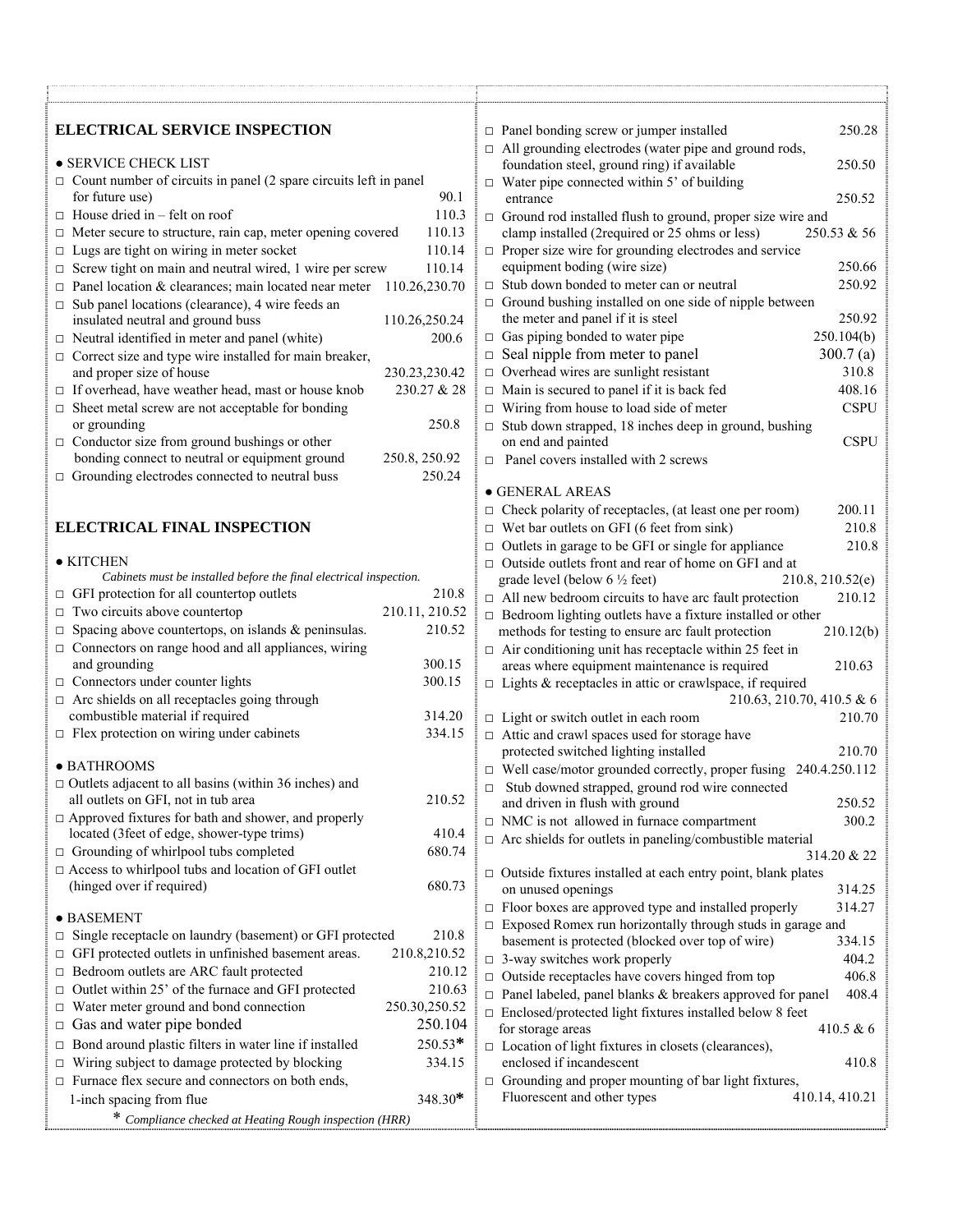## ELECTRICAL SERVICE INSPECTION

● SERVICE CHECK LIST

- □ Count number of circuits in panel (2 spare circuits left in panel for future use) 90.1
- □ House dried in – felt on roof 110.3
- □ Meter secure to structure, rain cap, meter opening covered 110.13
- □ Lugs are tight on wiring in meter socket 110.14
- □ Screw tight on main and neutral wired, 1 wire per screw 110.14
- □ Panel location & clearances; main located near meter 110.26,230.70
- □ Sub panel locations (clearance), 4 wire feeds an insulated neutral and ground buss 110.26,250.24
- □ Neutral identified in meter and panel (white) 200.6
- □ Correct size and type wire installed for main breaker, and proper size of house 230.23,230.42
- □ If overhead, have weather head, mast or house knob 230.27 & 28
- □ Sheet metal screw are not acceptable for bonding or grounding 250.8
- □ Conductor size from ground bushings or other bonding connect to neutral or equipment ground 250.8, 250.92
- □ Grounding electrodes connected to neutral buss 250.24
- □ Panel bonding screw or jumper installed 250.28
- □ All grounding electrodes (water pipe and ground rods, foundation steel, ground ring) if available 250.50
- □ Water pipe connected within 5' of building entrance 250.52
- □ Ground rod installed flush to ground, proper size wire and clamp installed (2required or 25 ohms or less) 250.53 & 56
- □ Proper size wire for grounding electrodes and service equipment boding (wire size) 250.66
- □ Stub down bonded to meter can or neutral 250.92
- □ Ground bushing installed on one side of nipple between the meter and panel if it is steel 250.92
- □ Gas piping bonded to water pipe 250.104(b)
- □ Seal nipple from meter to panel 300.7 (a)
- □ Overhead wires are sunlight resistant 310.8
- □ Main is secured to panel if it is back fed 408.16
- □ Wiring from house to load side of meter CSPU
- □ Stub down strapped, 18 inches deep in ground, bushing on end and painted CSPU
- □ Panel covers installed with 2 screws

## ELECTRICAL FINAL INSPECTION

● KITCHEN

*Cabinets must be installed before the final electrical inspection.*

- □ GFI protection for all countertop outlets 210.8
- □ Two circuits above countertop 210.11, 210.52
- □ Spacing above countertops, on islands & peninsulas. 210.52
- □ Connectors on range hood and all appliances, wiring and grounding 300.15
- □ Connectors under counter lights 300.15
- □ Arc shields on all receptacles going through combustible material if required 314.20
- □ Flex protection on wiring under cabinets 334.15

● BATHROOMS

- □ Outlets adjacent to all basins (within 36 inches) and all outlets on GFI, not in tub area 210.52
- □ Approved fixtures for bath and shower, and properly located (3feet of edge, shower-type trims) 410.4
- □ Grounding of whirlpool tubs completed 680.74
- □ Access to whirlpool tubs and location of GFI outlet (hinged over if required) 680.73

● BASEMENT

- □ Single receptacle on laundry (basement) or GFI protected 210.8
- □ GFI protected outlets in unfinished basement areas. 210.8,210.52
- □ Bedroom outlets are ARC fault protected 210.12
- □ Outlet within 25' of the furnace and GFI protected 210.63
- □ Water meter ground and bond connection 250.30,250.52
- □ Gas and water pipe bonded 250.104
- □ Bond around plastic filters in water line if installed 250.53*
- □ Wiring subject to damage protected by blocking 334.15
- □ Furnace flex secure and connectors on both ends, 1-inch spacing from flue 348.30*

\* *Compliance checked at Heating Rough inspection (HRR)*

● GENERAL AREAS

- □ Check polarity of receptacles, (at least one per room) 200.11
- □ Wet bar outlets on GFI (6 feet from sink) 210.8
- □ Outlets in garage to be GFI or single for appliance 210.8
- □ Outside outlets front and rear of home on GFI and at grade level (below 6 ½ feet) 210.8, 210.52(e)
- □ All new bedroom circuits to have arc fault protection 210.12
- □ Bedroom lighting outlets have a fixture installed or other methods for testing to ensure arc fault protection 210.12(b)
- □ Air conditioning unit has receptacle within 25 feet in areas where equipment maintenance is required 210.63
- □ Lights & receptacles in attic or crawlspace, if required 210.63, 210.70, 410.5 & 6
- □ Light or switch outlet in each room 210.70
- □ Attic and crawl spaces used for storage have protected switched lighting installed 210.70
- □ Well case/motor grounded correctly, proper fusing 240.4.250.112
- □ Stub downed strapped, ground rod wire connected and driven in flush with ground 250.52
- □ NMC is not allowed in furnace compartment 300.2
- □ Arc shields for outlets in paneling/combustible material 314.20 & 22
- □ Outside fixtures installed at each entry point, blank plates on unused openings 314.25
- □ Floor boxes are approved type and installed properly 314.27
- □ Exposed Romex run horizontally through studs in garage and basement is protected (blocked over top of wire) 334.15
- □ 3-way switches work properly 404.2
- □ Outside receptacles have covers hinged from top 406.8
- □ Panel labeled, panel blanks & breakers approved for panel 408.4
- □ Enclosed/protected light fixtures installed below 8 feet for storage areas 410.5 & 6
- □ Location of light fixtures in closets (clearances), enclosed if incandescent 410.8
- □ Grounding and proper mounting of bar light fixtures, Fluorescent and other types 410.14, 410.21